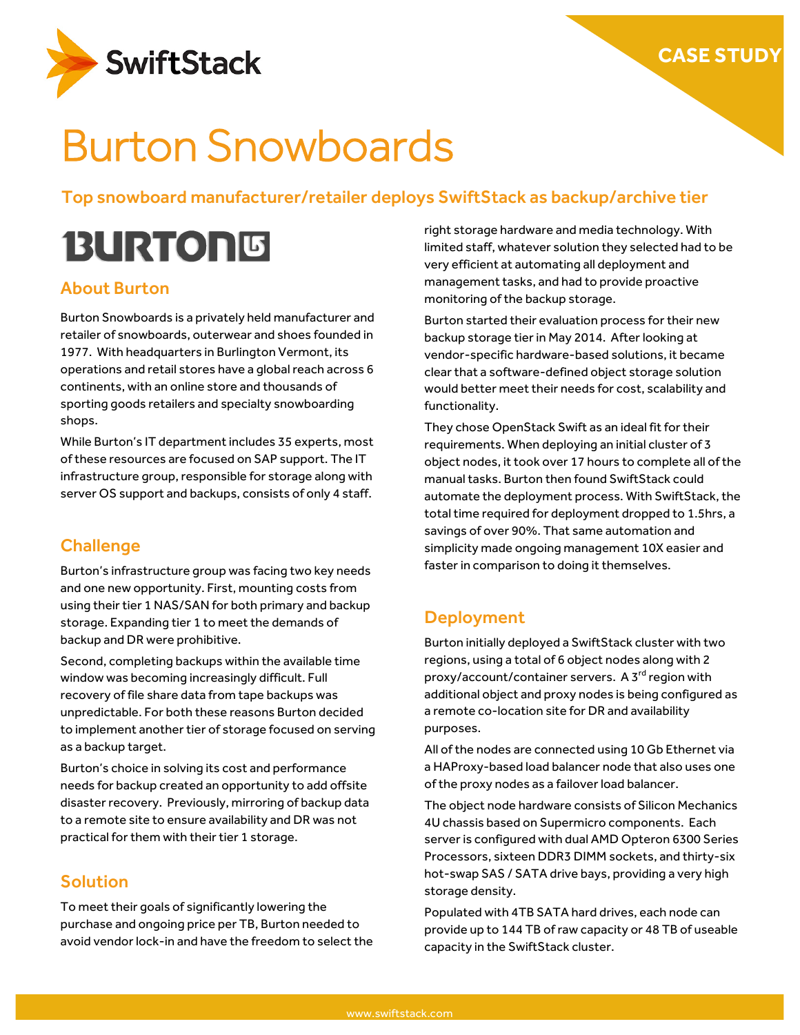SwiftStack

CASE STUDY

# Burton Snowboards

### Top snowboard manufacturer/retailer deploys SwiftStack as backup/archive tier

BURTON

## About Burton

Burton Snowboards is a privately held manufacturer and retailer of snowboards, outerwear and shoes founded in 1977. With headquarters in Burlington Vermont, its operations and retail stores have a global reach across 6 continents, with an online store and thousands of sporting goods retailers and specialty snowboarding shops.

While Burton's IT department includes 35 experts, most of these resources are focused on SAP support. The IT infrastructure group, responsible for storage along with server OS support and backups, consists of only 4 staff.

## Challenge

Burton's infrastructure group was facing two key needs and one new opportunity. First, mounting costs from using their tier 1 NAS/SAN for both primary and backup storage. Expanding tier 1 to meet the demands of backup and DR were prohibitive.

Second, completing backups within the available time window was becoming increasingly difficult. Full recovery of file share data from tape backups was unpredictable. For both these reasons Burton decided to implement another tier of storage focused on serving as a backup target.

Burton's choice in solving its cost and performance needs for backup created an opportunity to add offsite disaster recovery. Previously, mirroring of backup data to a remote site to ensure availability and DR was not practical for them with their tier 1 storage.

## Solution

To meet their goals of significantly lowering the purchase and ongoing price per TB, Burton needed to avoid vendor lock-in and have the freedom to select the right storage hardware and media technology. With limited staff, whatever solution they selected had to be very efficient at automating all deployment and management tasks, and had to provide proactive monitoring of the backup storage.

Burton started their evaluation process for their new backup storage tier in May 2014. After looking at vendor-specific hardware-based solutions, it became clear that a software-defined object storage solution would better meet their needs for cost, scalability and functionality.

They chose OpenStack Swift as an ideal fit for their requirements. When deploying an initial cluster of 3 object nodes, it took over 17 hours to complete all of the manual tasks. Burton then found SwiftStack could automate the deployment process. With SwiftStack, the total time required for deployment dropped to 1.5hrs, a savings of over 90%. That same automation and simplicity made ongoing management 10X easier and faster in comparison to doing it themselves.

## Deployment

Burton initially deployed a SwiftStack cluster with two regions, using a total of 6 object nodes along with 2 proxy/account/container servers. A 3rd region with additional object and proxy nodes is being configured as a remote co-location site for DR and availability purposes.

All of the nodes are connected using 10 Gb Ethernet via a HAProxy-based load balancer node that also uses one of the proxy nodes as a failover load balancer.

The object node hardware consists of Silicon Mechanics 4U chassis based on Supermicro components. Each server is configured with dual AMD Opteron 6300 Series Processors, sixteen DDR3 DIMM sockets, and thirty-six hot-swap SAS / SATA drive bays, providing a very high storage density.

Populated with 4TB SATA hard drives, each node can provide up to 144 TB of raw capacity or 48 TB of useable capacity in the SwiftStack cluster.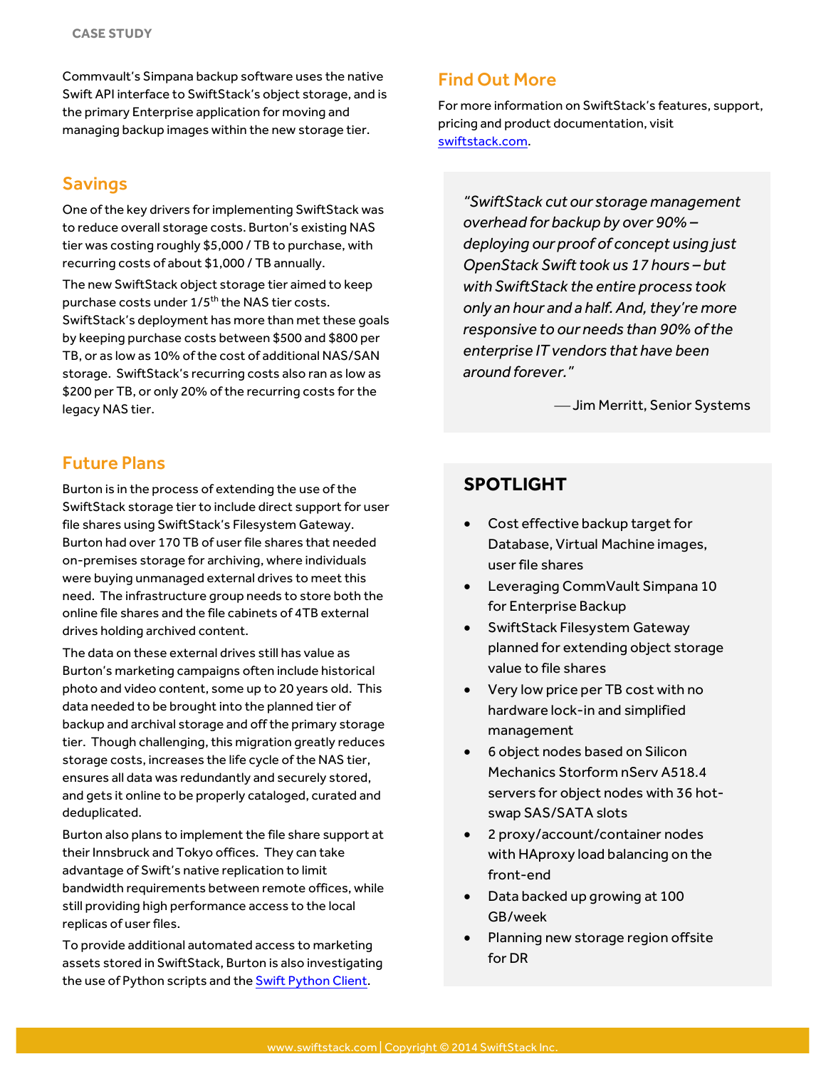Commvault's Simpana backup software uses the native Swift API interface to SwiftStack's object storage, and is the primary Enterprise application for moving and managing backup images within the new storage tier.

## Savings

One of the key drivers for implementing SwiftStack was to reduce overall storage costs. Burton's existing NAS tier was costing roughly $5,000 / TB to purchase, with recurring costs of about $1,000 / TB annually.

The new SwiftStack object storage tier aimed to keep purchase costs under 1/5$^{th}$ the NAS tier costs. SwiftStack's deployment has more than met these goals by keeping purchase costs between $500 and $800 per TB, or as low as 10% of the cost of additional NAS/SAN storage. SwiftStack's recurring costs also ran as low as $200 per TB, or only 20% of the recurring costs for the legacy NAS tier.

## Future Plans

Burton is in the process of extending the use of the SwiftStack storage tier to include direct support for user file shares using SwiftStack's Filesystem Gateway. Burton had over 170 TB of user file shares that needed on-premises storage for archiving, where individuals were buying unmanaged external drives to meet this need. The infrastructure group needs to store both the online file shares and the file cabinets of 4TB external drives holding archived content.

The data on these external drives still has value as Burton's marketing campaigns often include historical photo and video content, some up to 20 years old. This data needed to be brought into the planned tier of backup and archival storage and off the primary storage tier. Though challenging, this migration greatly reduces storage costs, increases the life cycle of the NAS tier, ensures all data was redundantly and securely stored, and gets it online to be properly cataloged, curated and deduplicated.

Burton also plans to implement the file share support at their Innsbruck and Tokyo offices. They can take advantage of Swift's native replication to limit bandwidth requirements between remote offices, while still providing high performance access to the local replicas of user files.

To provide additional automated access to marketing assets stored in SwiftStack, Burton is also investigating the use of Python scripts and the [Swift Python Client](Swift Python Client).

## Find Out More

For more information on SwiftStack's features, support, pricing and product documentation, visit [swiftstack.com](swiftstack.com).

*"SwiftStack cut our storage management overhead for backup by over 90% – deploying our proof of concept using just OpenStack Swift took us 17 hours – but with SwiftStack the entire process took only an hour and a half. And, they're more responsive to our needs than 90% of the enterprise IT vendors that have been around forever."*

— Jim Merritt, Senior Systems

## SPOTLIGHT

- Cost effective backup target for Database, Virtual Machine images, user file shares
- Leveraging CommVault Simpana 10 for Enterprise Backup
- SwiftStack Filesystem Gateway planned for extending object storage value to file shares
- Very low price per TB cost with no hardware lock-in and simplified management
- 6 object nodes based on Silicon Mechanics Storform nServ A518.4 servers for object nodes with 36 hot-swap SAS/SATA slots
- 2 proxy/account/container nodes with HAproxy load balancing on the front-end
- Data backed up growing at 100 GB/week
- Planning new storage region offsite for DR